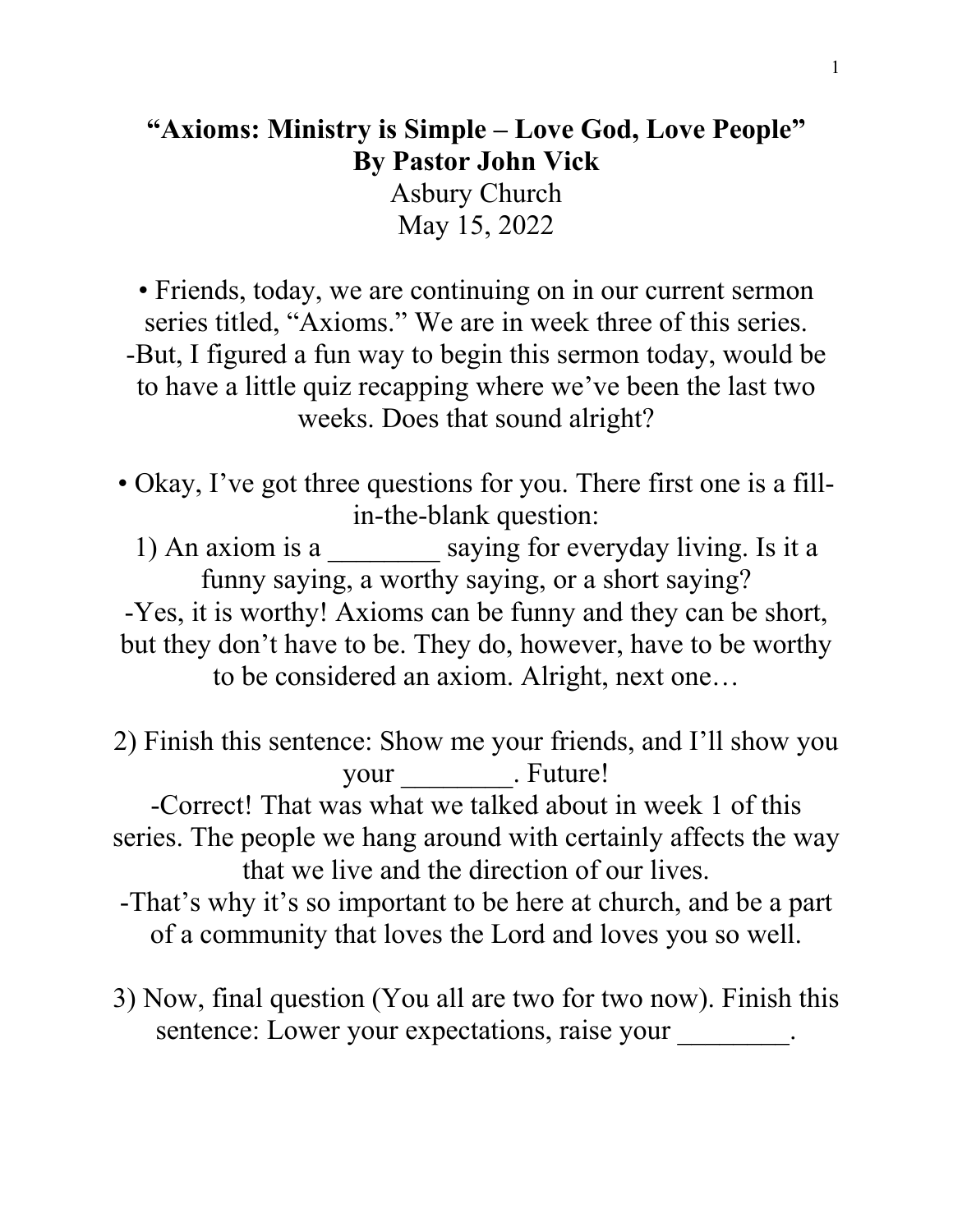# "Axioms: Ministry is Simple – Love God, Love People"

**By Pastor John Vick**

Asbury Church

May 15, 2022

• Friends, today, we are continuing on in our current sermon series titled, "Axioms." We are in week three of this series.

-But, I figured a fun way to begin this sermon today, would be to have a little quiz recapping where we've been the last two weeks. Does that sound alright?

• Okay, I've got three questions for you. There first one is a fill-in-the-blank question:

1) An axiom is a ________ saying for everyday living. Is it a funny saying, a worthy saying, or a short saying?

-Yes, it is worthy! Axioms can be funny and they can be short, but they don't have to be. They do, however, have to be worthy to be considered an axiom. Alright, next one…

2) Finish this sentence: Show me your friends, and I'll show you your ________. Future!

-Correct! That was what we talked about in week 1 of this series. The people we hang around with certainly affects the way that we live and the direction of our lives.

-That's why it's so important to be here at church, and be a part of a community that loves the Lord and loves you so well.

3) Now, final question (You all are two for two now). Finish this sentence: Lower your expectations, raise your ________.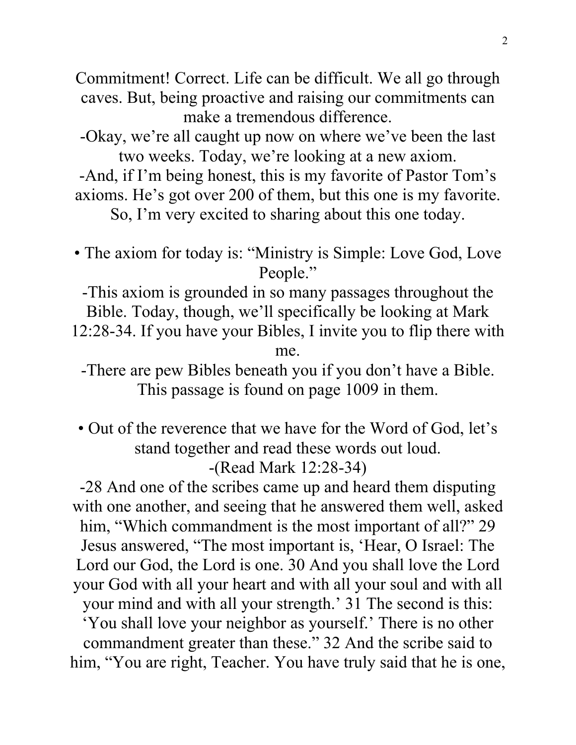Commitment! Correct. Life can be difficult. We all go through caves. But, being proactive and raising our commitments can make a tremendous difference.

-Okay, we're all caught up now on where we've been the last two weeks. Today, we're looking at a new axiom.

-And, if I'm being honest, this is my favorite of Pastor Tom's axioms. He's got over 200 of them, but this one is my favorite. So, I'm very excited to sharing about this one today.

• The axiom for today is: "Ministry is Simple: Love God, Love People."

-This axiom is grounded in so many passages throughout the Bible. Today, though, we'll specifically be looking at Mark 12:28-34. If you have your Bibles, I invite you to flip there with me.

-There are pew Bibles beneath you if you don't have a Bible. This passage is found on page 1009 in them.

• Out of the reverence that we have for the Word of God, let's stand together and read these words out loud.

-(Read Mark 12:28-34)

-28 And one of the scribes came up and heard them disputing with one another, and seeing that he answered them well, asked him, "Which commandment is the most important of all?" 29 Jesus answered, "The most important is, 'Hear, O Israel: The Lord our God, the Lord is one. 30 And you shall love the Lord your God with all your heart and with all your soul and with all your mind and with all your strength.' 31 The second is this: 'You shall love your neighbor as yourself.' There is no other commandment greater than these." 32 And the scribe said to him, "You are right, Teacher. You have truly said that he is one,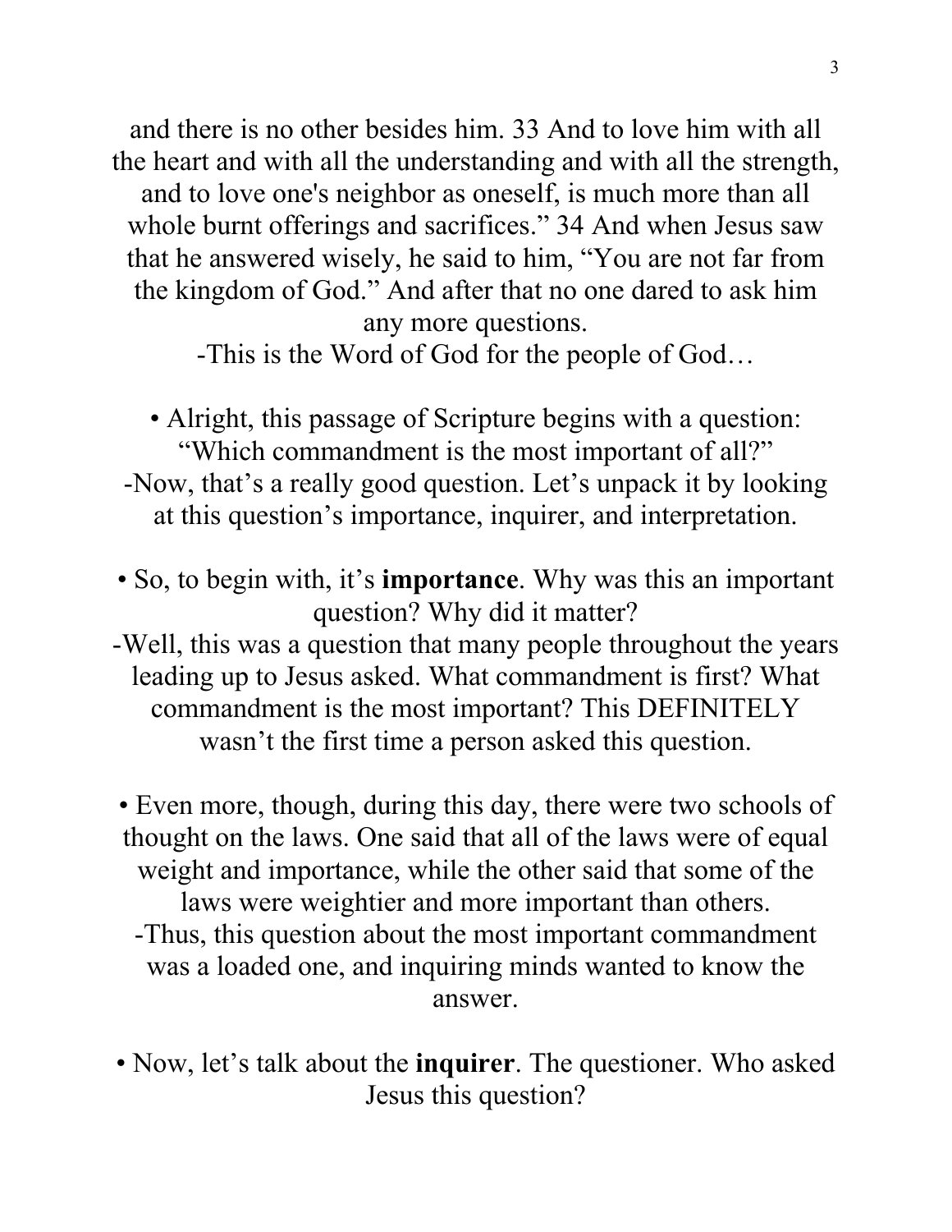and there is no other besides him. 33 And to love him with all the heart and with all the understanding and with all the strength, and to love one's neighbor as oneself, is much more than all whole burnt offerings and sacrifices." 34 And when Jesus saw that he answered wisely, he said to him, "You are not far from the kingdom of God." And after that no one dared to ask him any more questions.

-This is the Word of God for the people of God…

• Alright, this passage of Scripture begins with a question: "Which commandment is the most important of all?"

-Now, that's a really good question. Let's unpack it by looking at this question's importance, inquirer, and interpretation.

• So, to begin with, it's **importance**. Why was this an important question? Why did it matter?

-Well, this was a question that many people throughout the years leading up to Jesus asked. What commandment is first? What commandment is the most important? This DEFINITELY wasn't the first time a person asked this question.

• Even more, though, during this day, there were two schools of thought on the laws. One said that all of the laws were of equal weight and importance, while the other said that some of the laws were weightier and more important than others.

-Thus, this question about the most important commandment was a loaded one, and inquiring minds wanted to know the answer.

• Now, let's talk about the **inquirer**. The questioner. Who asked Jesus this question?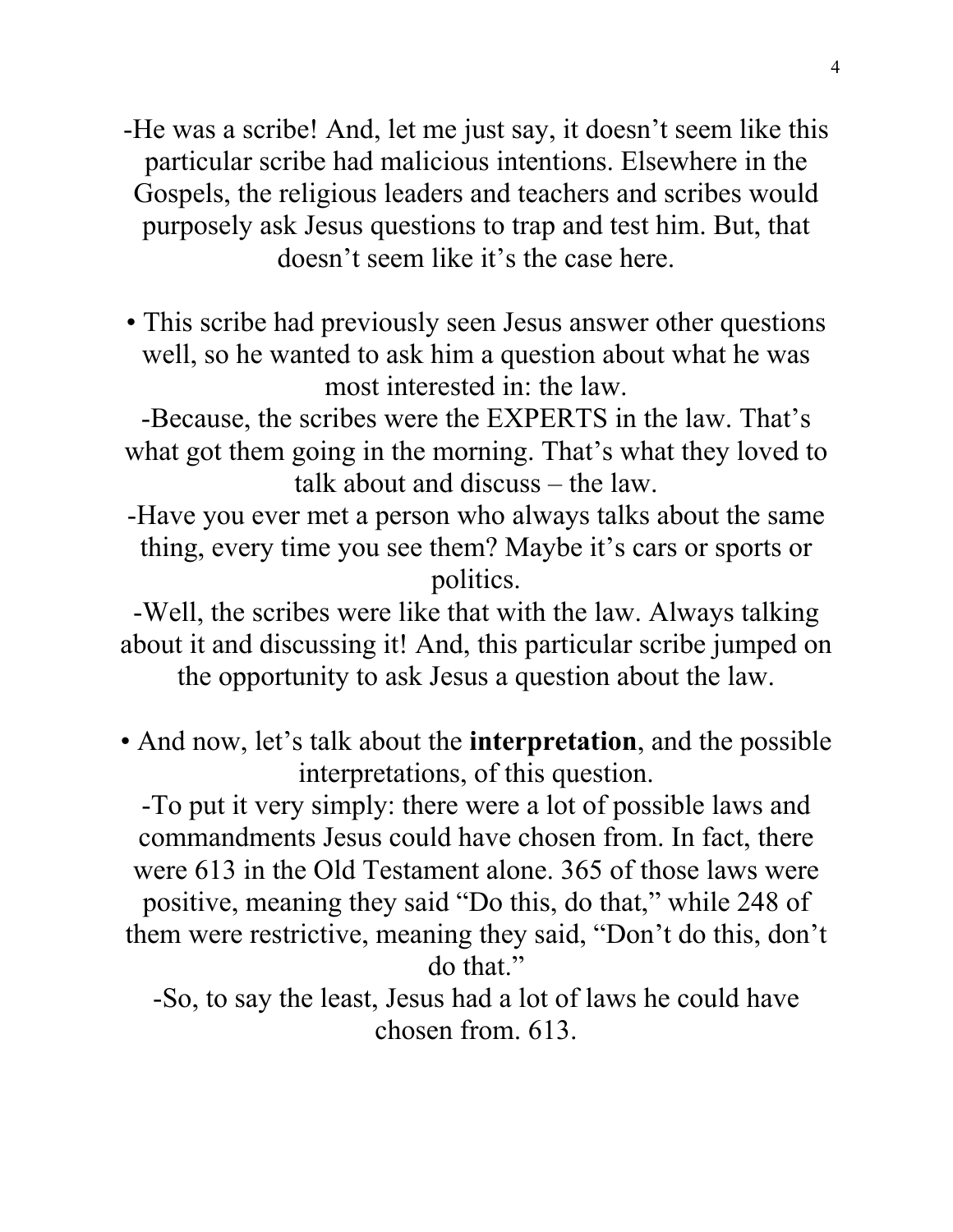-He was a scribe! And, let me just say, it doesn't seem like this particular scribe had malicious intentions. Elsewhere in the Gospels, the religious leaders and teachers and scribes would purposely ask Jesus questions to trap and test him. But, that doesn't seem like it's the case here.

• This scribe had previously seen Jesus answer other questions well, so he wanted to ask him a question about what he was most interested in: the law.

-Because, the scribes were the EXPERTS in the law. That's what got them going in the morning. That's what they loved to talk about and discuss – the law.

-Have you ever met a person who always talks about the same thing, every time you see them? Maybe it's cars or sports or politics.

-Well, the scribes were like that with the law. Always talking about it and discussing it! And, this particular scribe jumped on the opportunity to ask Jesus a question about the law.

• And now, let's talk about the **interpretation**, and the possible interpretations, of this question.

-To put it very simply: there were a lot of possible laws and commandments Jesus could have chosen from. In fact, there were 613 in the Old Testament alone. 365 of those laws were positive, meaning they said "Do this, do that," while 248 of them were restrictive, meaning they said, "Don't do this, don't do that."

-So, to say the least, Jesus had a lot of laws he could have chosen from. 613.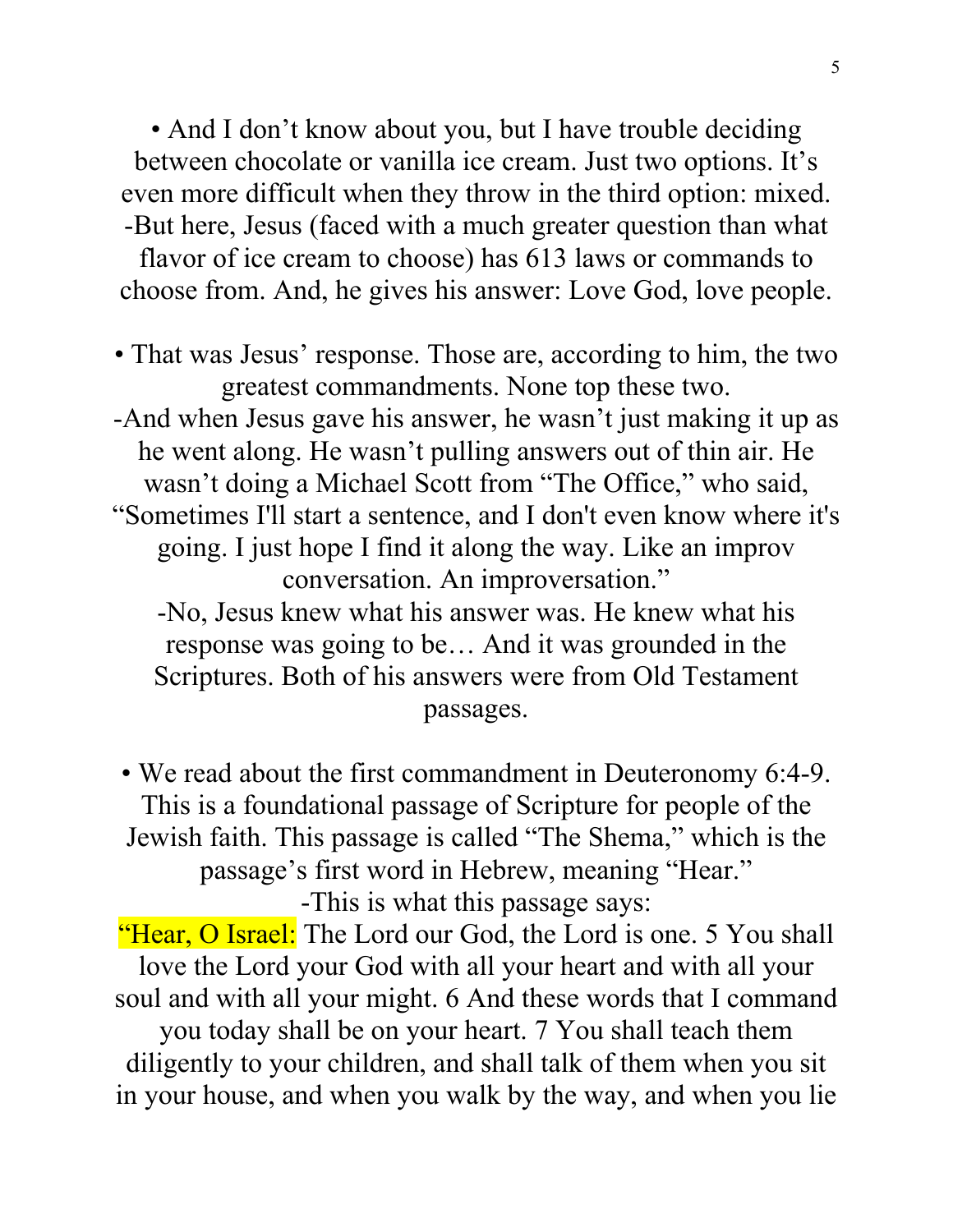• And I don't know about you, but I have trouble deciding between chocolate or vanilla ice cream. Just two options. It's even more difficult when they throw in the third option: mixed.
-But here, Jesus (faced with a much greater question than what flavor of ice cream to choose) has 613 laws or commands to choose from. And, he gives his answer: Love God, love people.

• That was Jesus' response. Those are, according to him, the two greatest commandments. None top these two.
-And when Jesus gave his answer, he wasn't just making it up as he went along. He wasn't pulling answers out of thin air. He wasn't doing a Michael Scott from "The Office," who said, "Sometimes I'll start a sentence, and I don't even know where it's going. I just hope I find it along the way. Like an improv conversation. An improversation."
-No, Jesus knew what his answer was. He knew what his response was going to be… And it was grounded in the Scriptures. Both of his answers were from Old Testament passages.

• We read about the first commandment in Deuteronomy 6:4-9. This is a foundational passage of Scripture for people of the Jewish faith. This passage is called "The Shema," which is the passage's first word in Hebrew, meaning "Hear."
-This is what this passage says:
"Hear, O Israel: The Lord our God, the Lord is one. 5 You shall love the Lord your God with all your heart and with all your soul and with all your might. 6 And these words that I command you today shall be on your heart. 7 You shall teach them diligently to your children, and shall talk of them when you sit in your house, and when you walk by the way, and when you lie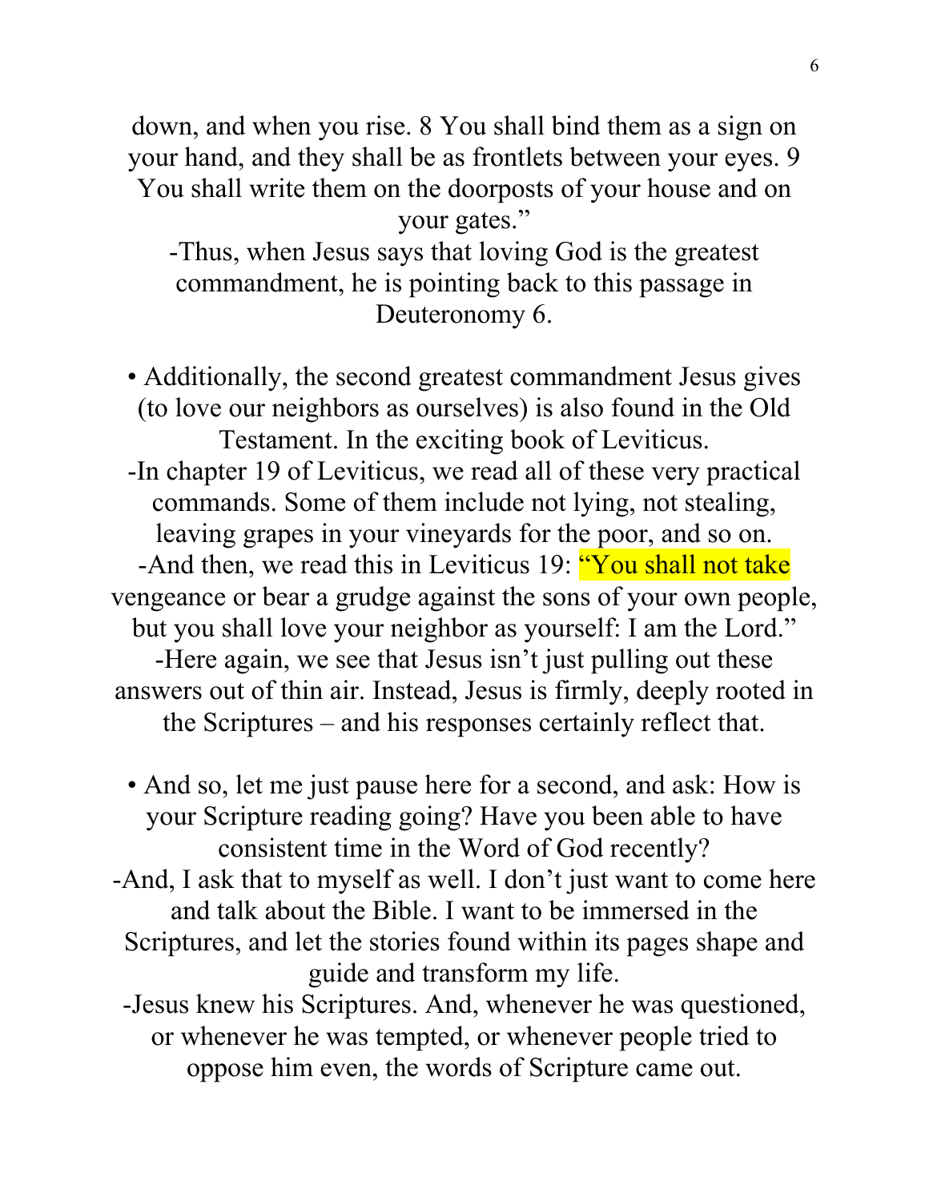down, and when you rise. 8 You shall bind them as a sign on your hand, and they shall be as frontlets between your eyes. 9 You shall write them on the doorposts of your house and on your gates."

-Thus, when Jesus says that loving God is the greatest commandment, he is pointing back to this passage in Deuteronomy 6.

• Additionally, the second greatest commandment Jesus gives (to love our neighbors as ourselves) is also found in the Old Testament. In the exciting book of Leviticus.

-In chapter 19 of Leviticus, we read all of these very practical commands. Some of them include not lying, not stealing, leaving grapes in your vineyards for the poor, and so on.

-And then, we read this in Leviticus 19: "You shall not take vengeance or bear a grudge against the sons of your own people, but you shall love your neighbor as yourself: I am the Lord."

-Here again, we see that Jesus isn't just pulling out these answers out of thin air. Instead, Jesus is firmly, deeply rooted in the Scriptures – and his responses certainly reflect that.

• And so, let me just pause here for a second, and ask: How is your Scripture reading going? Have you been able to have consistent time in the Word of God recently?

-And, I ask that to myself as well. I don't just want to come here and talk about the Bible. I want to be immersed in the Scriptures, and let the stories found within its pages shape and guide and transform my life.

-Jesus knew his Scriptures. And, whenever he was questioned, or whenever he was tempted, or whenever people tried to oppose him even, the words of Scripture came out.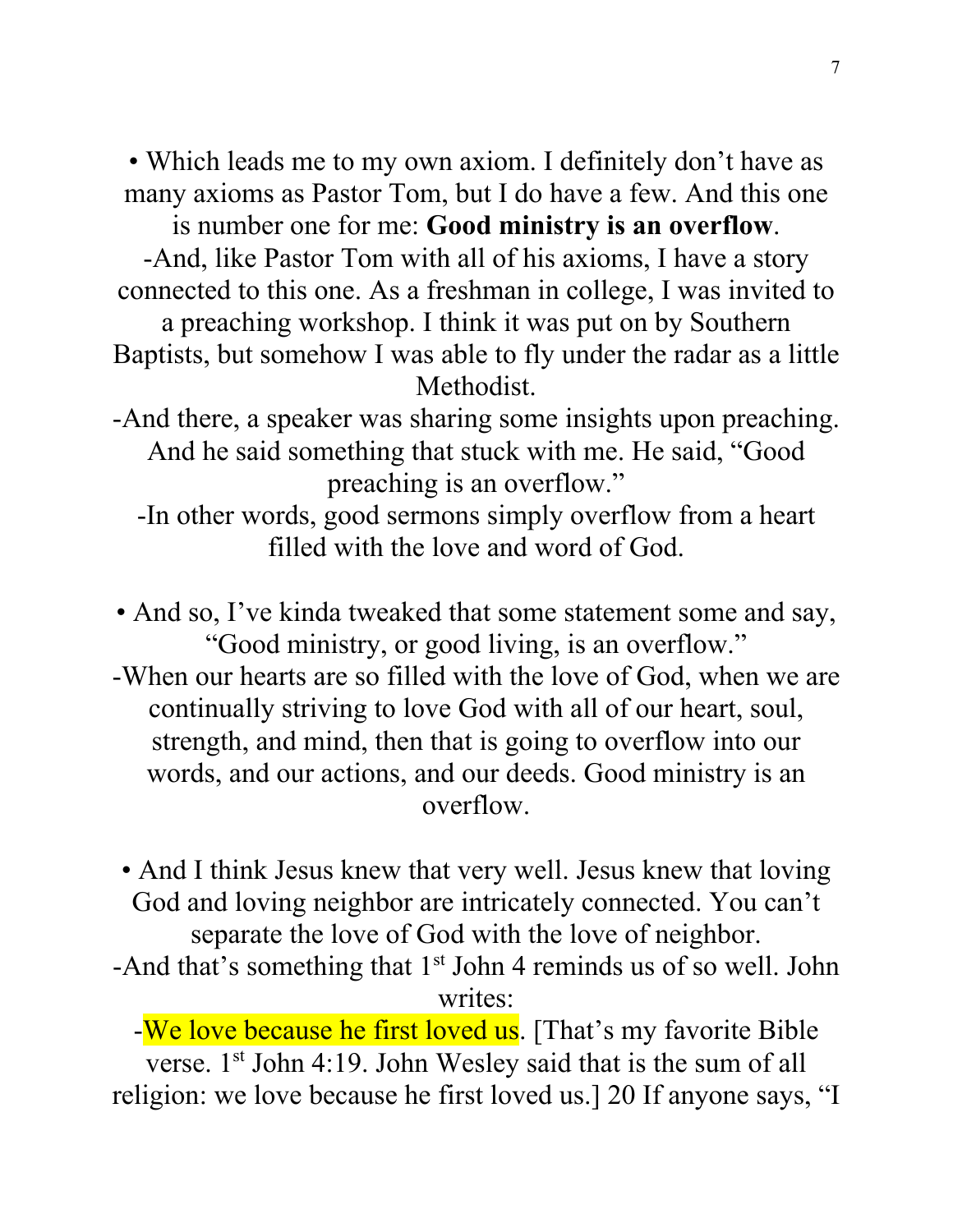• Which leads me to my own axiom. I definitely don't have as many axioms as Pastor Tom, but I do have a few. And this one is number one for me: **Good ministry is an overflow**.

-And, like Pastor Tom with all of his axioms, I have a story connected to this one. As a freshman in college, I was invited to a preaching workshop. I think it was put on by Southern Baptists, but somehow I was able to fly under the radar as a little Methodist.

-And there, a speaker was sharing some insights upon preaching. And he said something that stuck with me. He said, "Good preaching is an overflow."

-In other words, good sermons simply overflow from a heart filled with the love and word of God.

• And so, I've kinda tweaked that some statement some and say, "Good ministry, or good living, is an overflow."

-When our hearts are so filled with the love of God, when we are continually striving to love God with all of our heart, soul, strength, and mind, then that is going to overflow into our words, and our actions, and our deeds. Good ministry is an overflow.

• And I think Jesus knew that very well. Jesus knew that loving God and loving neighbor are intricately connected. You can't separate the love of God with the love of neighbor.

-And that's something that 1st John 4 reminds us of so well. John writes:

-We love because he first loved us. [That's my favorite Bible verse. 1st John 4:19. John Wesley said that is the sum of all religion: we love because he first loved us.] 20 If anyone says, "I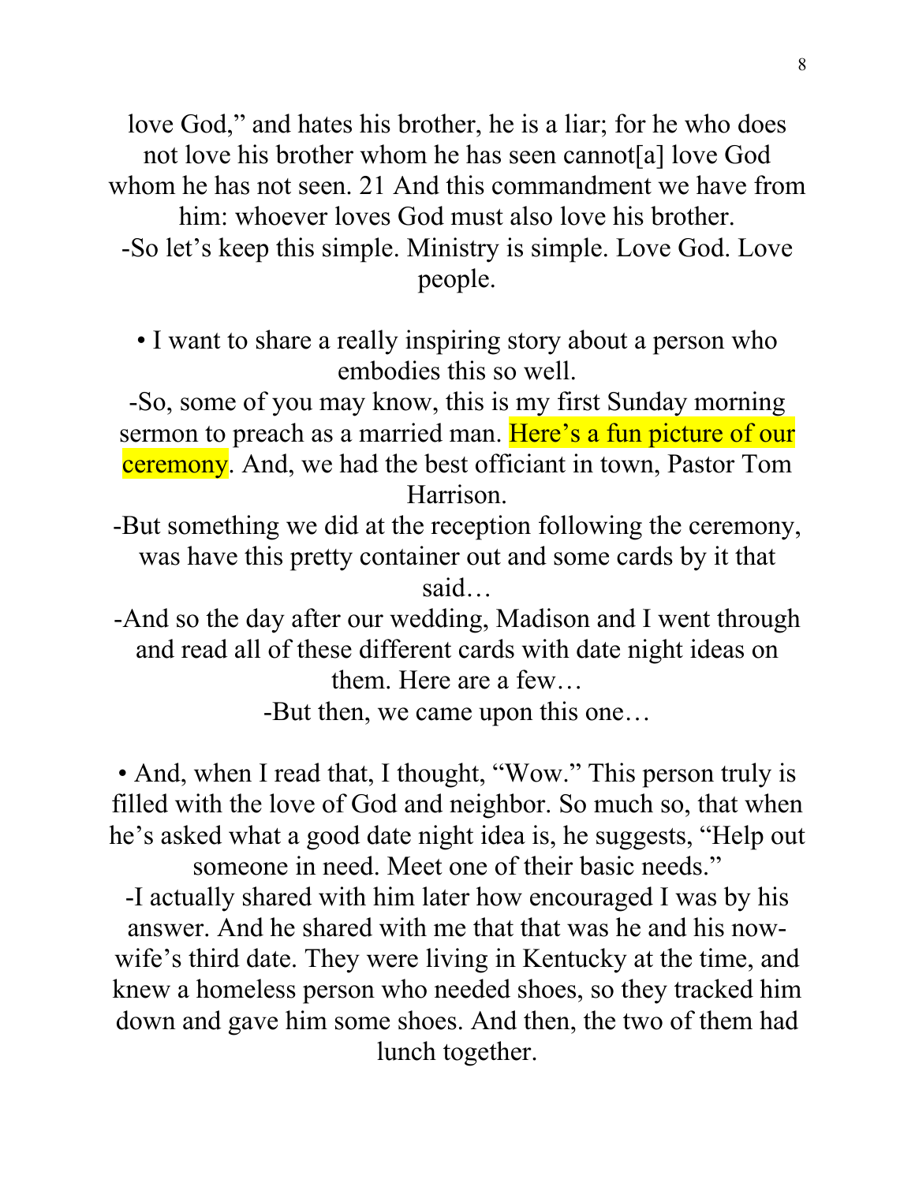love God," and hates his brother, he is a liar; for he who does not love his brother whom he has seen cannot[a] love God whom he has not seen. 21 And this commandment we have from him: whoever loves God must also love his brother.

-So let's keep this simple. Ministry is simple. Love God. Love people.

• I want to share a really inspiring story about a person who embodies this so well.

-So, some of you may know, this is my first Sunday morning sermon to preach as a married man. Here's a fun picture of our ceremony. And, we had the best officiant in town, Pastor Tom Harrison.

-But something we did at the reception following the ceremony, was have this pretty container out and some cards by it that said…

-And so the day after our wedding, Madison and I went through and read all of these different cards with date night ideas on them. Here are a few…

-But then, we came upon this one…

• And, when I read that, I thought, "Wow." This person truly is filled with the love of God and neighbor. So much so, that when he's asked what a good date night idea is, he suggests, "Help out someone in need. Meet one of their basic needs."

-I actually shared with him later how encouraged I was by his answer. And he shared with me that that was he and his now-wife's third date. They were living in Kentucky at the time, and knew a homeless person who needed shoes, so they tracked him down and gave him some shoes. And then, the two of them had lunch together.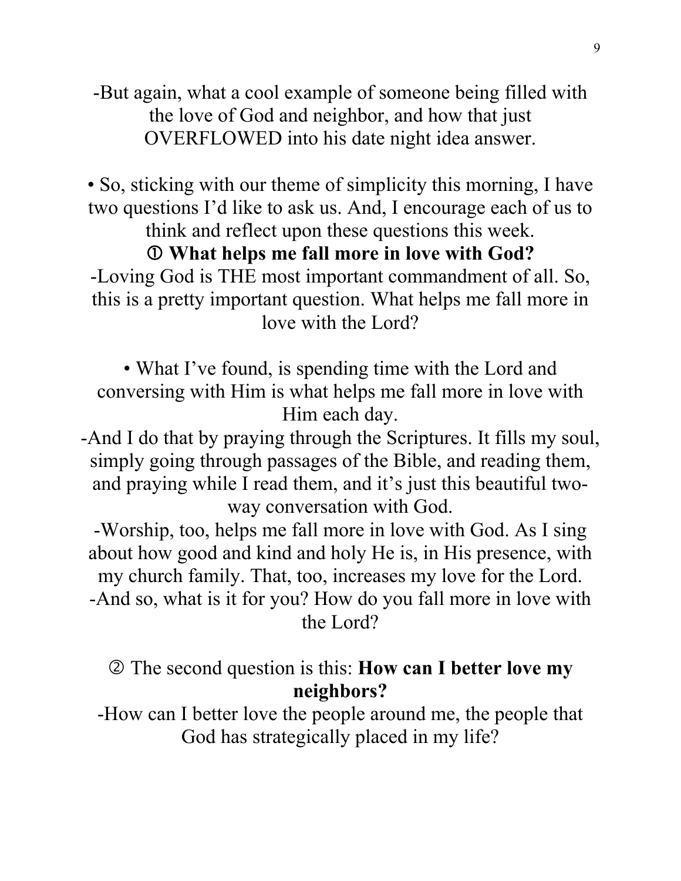-But again, what a cool example of someone being filled with the love of God and neighbor, and how that just OVERFLOWED into his date night idea answer.

• So, sticking with our theme of simplicity this morning, I have two questions I'd like to ask us. And, I encourage each of us to think and reflect upon these questions this week.

① **What helps me fall more in love with God?**

-Loving God is THE most important commandment of all. So, this is a pretty important question. What helps me fall more in love with the Lord?

• What I've found, is spending time with the Lord and conversing with Him is what helps me fall more in love with Him each day.

-And I do that by praying through the Scriptures. It fills my soul, simply going through passages of the Bible, and reading them, and praying while I read them, and it's just this beautiful two-way conversation with God.

-Worship, too, helps me fall more in love with God. As I sing about how good and kind and holy He is, in His presence, with my church family. That, too, increases my love for the Lord.

-And so, what is it for you? How do you fall more in love with the Lord?

② The second question is this: **How can I better love my neighbors?**

-How can I better love the people around me, the people that God has strategically placed in my life?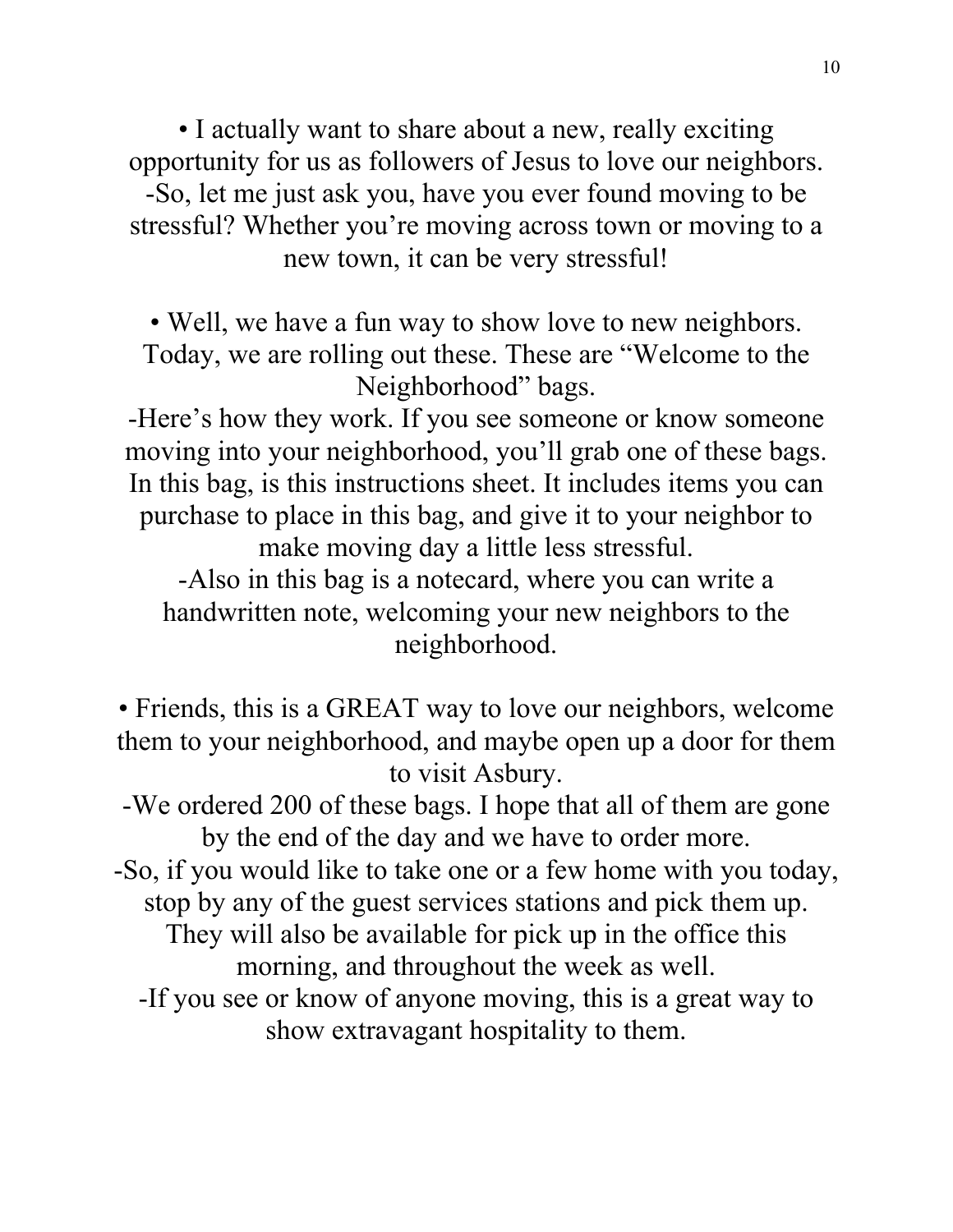• I actually want to share about a new, really exciting opportunity for us as followers of Jesus to love our neighbors.
-So, let me just ask you, have you ever found moving to be stressful? Whether you're moving across town or moving to a new town, it can be very stressful!

• Well, we have a fun way to show love to new neighbors. Today, we are rolling out these. These are "Welcome to the Neighborhood" bags.
-Here's how they work. If you see someone or know someone moving into your neighborhood, you'll grab one of these bags. In this bag, is this instructions sheet. It includes items you can purchase to place in this bag, and give it to your neighbor to make moving day a little less stressful.
-Also in this bag is a notecard, where you can write a handwritten note, welcoming your new neighbors to the neighborhood.

• Friends, this is a GREAT way to love our neighbors, welcome them to your neighborhood, and maybe open up a door for them to visit Asbury.
-We ordered 200 of these bags. I hope that all of them are gone by the end of the day and we have to order more.
-So, if you would like to take one or a few home with you today, stop by any of the guest services stations and pick them up. They will also be available for pick up in the office this morning, and throughout the week as well.
-If you see or know of anyone moving, this is a great way to show extravagant hospitality to them.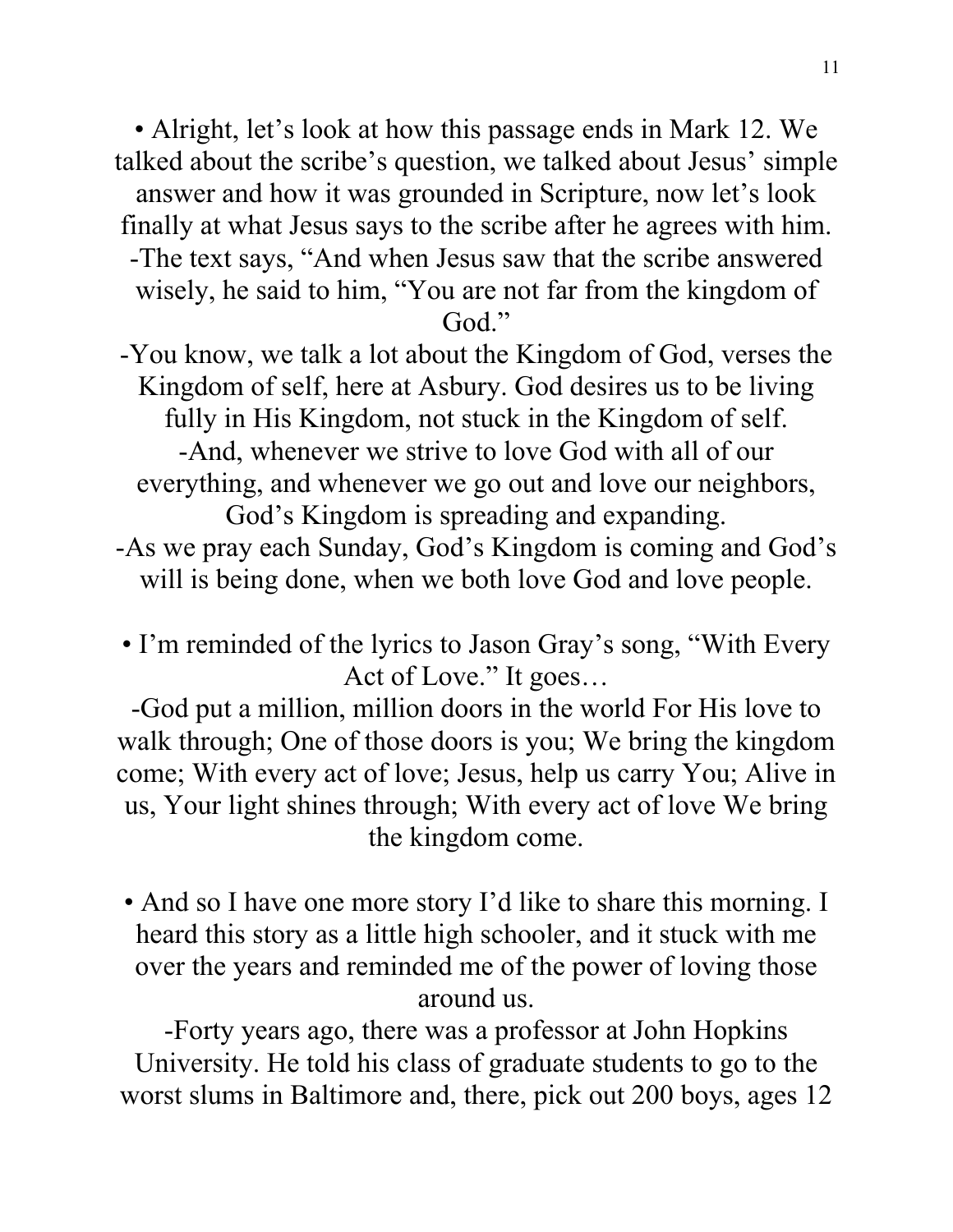• Alright, let's look at how this passage ends in Mark 12. We talked about the scribe's question, we talked about Jesus' simple answer and how it was grounded in Scripture, now let's look finally at what Jesus says to the scribe after he agrees with him.
-The text says, "And when Jesus saw that the scribe answered wisely, he said to him, "You are not far from the kingdom of God."
-You know, we talk a lot about the Kingdom of God, verses the Kingdom of self, here at Asbury. God desires us to be living fully in His Kingdom, not stuck in the Kingdom of self.
-And, whenever we strive to love God with all of our everything, and whenever we go out and love our neighbors, God's Kingdom is spreading and expanding.
-As we pray each Sunday, God's Kingdom is coming and God's will is being done, when we both love God and love people.

• I'm reminded of the lyrics to Jason Gray's song, "With Every Act of Love." It goes…
-God put a million, million doors in the world For His love to walk through; One of those doors is you; We bring the kingdom come; With every act of love; Jesus, help us carry You; Alive in us, Your light shines through; With every act of love We bring the kingdom come.

• And so I have one more story I'd like to share this morning. I heard this story as a little high schooler, and it stuck with me over the years and reminded me of the power of loving those around us.
-Forty years ago, there was a professor at John Hopkins University. He told his class of graduate students to go to the worst slums in Baltimore and, there, pick out 200 boys, ages 12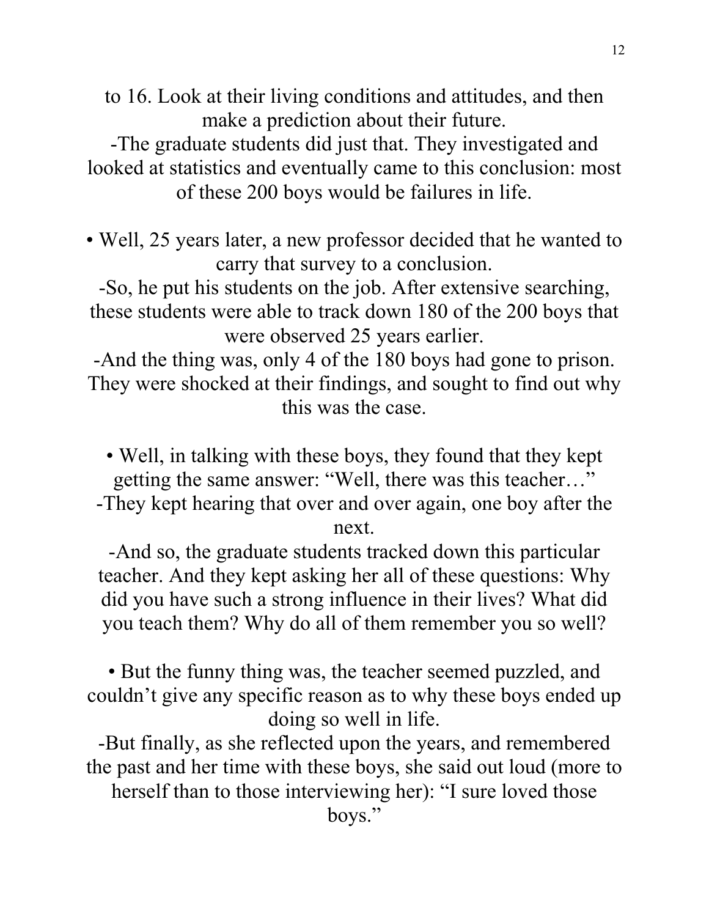to 16. Look at their living conditions and attitudes, and then make a prediction about their future.

-The graduate students did just that. They investigated and looked at statistics and eventually came to this conclusion: most of these 200 boys would be failures in life.

• Well, 25 years later, a new professor decided that he wanted to carry that survey to a conclusion.

-So, he put his students on the job. After extensive searching, these students were able to track down 180 of the 200 boys that were observed 25 years earlier.

-And the thing was, only 4 of the 180 boys had gone to prison. They were shocked at their findings, and sought to find out why this was the case.

• Well, in talking with these boys, they found that they kept getting the same answer: "Well, there was this teacher…"

-They kept hearing that over and over again, one boy after the next.

-And so, the graduate students tracked down this particular teacher. And they kept asking her all of these questions: Why did you have such a strong influence in their lives? What did you teach them? Why do all of them remember you so well?

• But the funny thing was, the teacher seemed puzzled, and couldn't give any specific reason as to why these boys ended up doing so well in life.

-But finally, as she reflected upon the years, and remembered the past and her time with these boys, she said out loud (more to herself than to those interviewing her): "I sure loved those boys."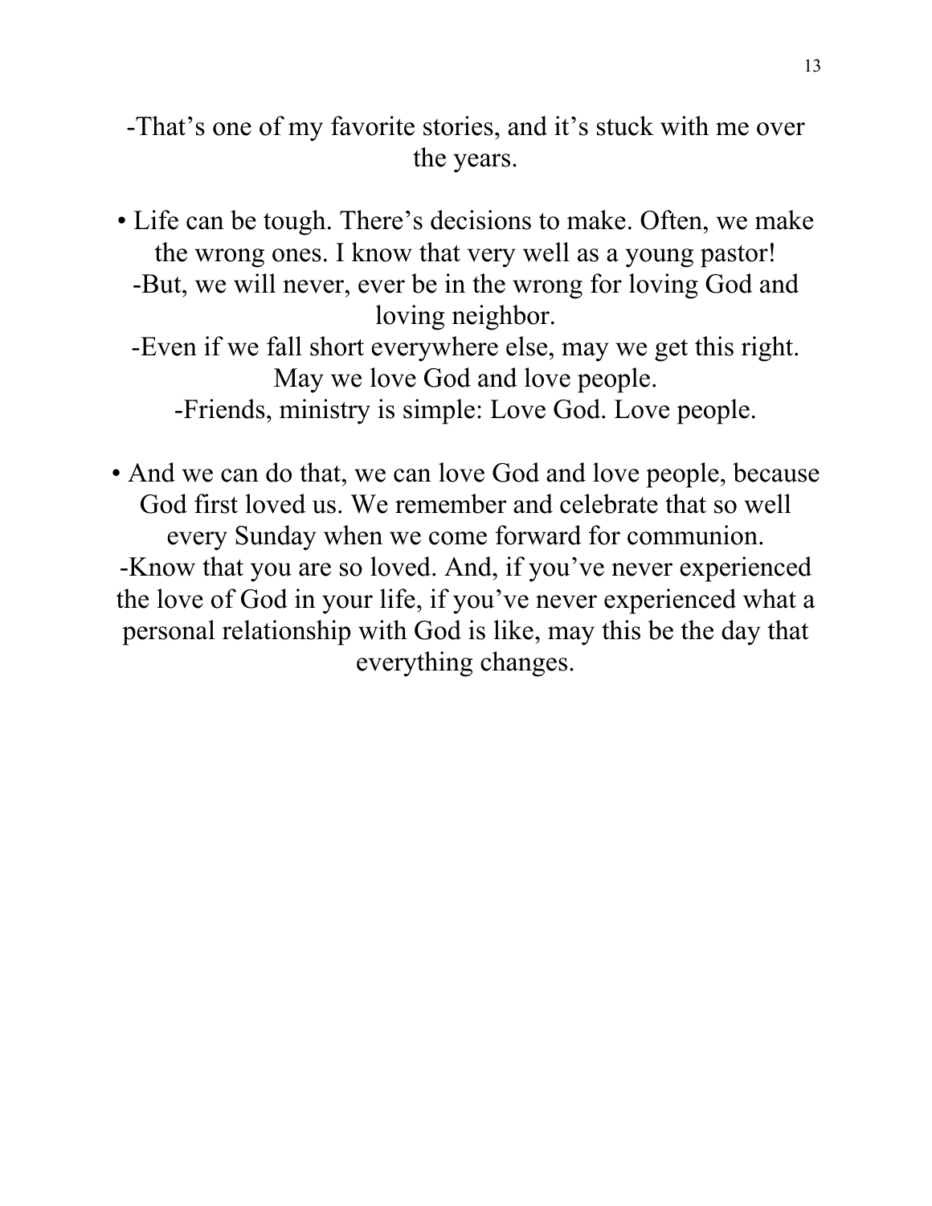-That's one of my favorite stories, and it's stuck with me over the years.

• Life can be tough. There's decisions to make. Often, we make the wrong ones. I know that very well as a young pastor!
-But, we will never, ever be in the wrong for loving God and loving neighbor.
-Even if we fall short everywhere else, may we get this right. May we love God and love people.
-Friends, ministry is simple: Love God. Love people.

• And we can do that, we can love God and love people, because God first loved us. We remember and celebrate that so well every Sunday when we come forward for communion.
-Know that you are so loved. And, if you've never experienced the love of God in your life, if you've never experienced what a personal relationship with God is like, may this be the day that everything changes.